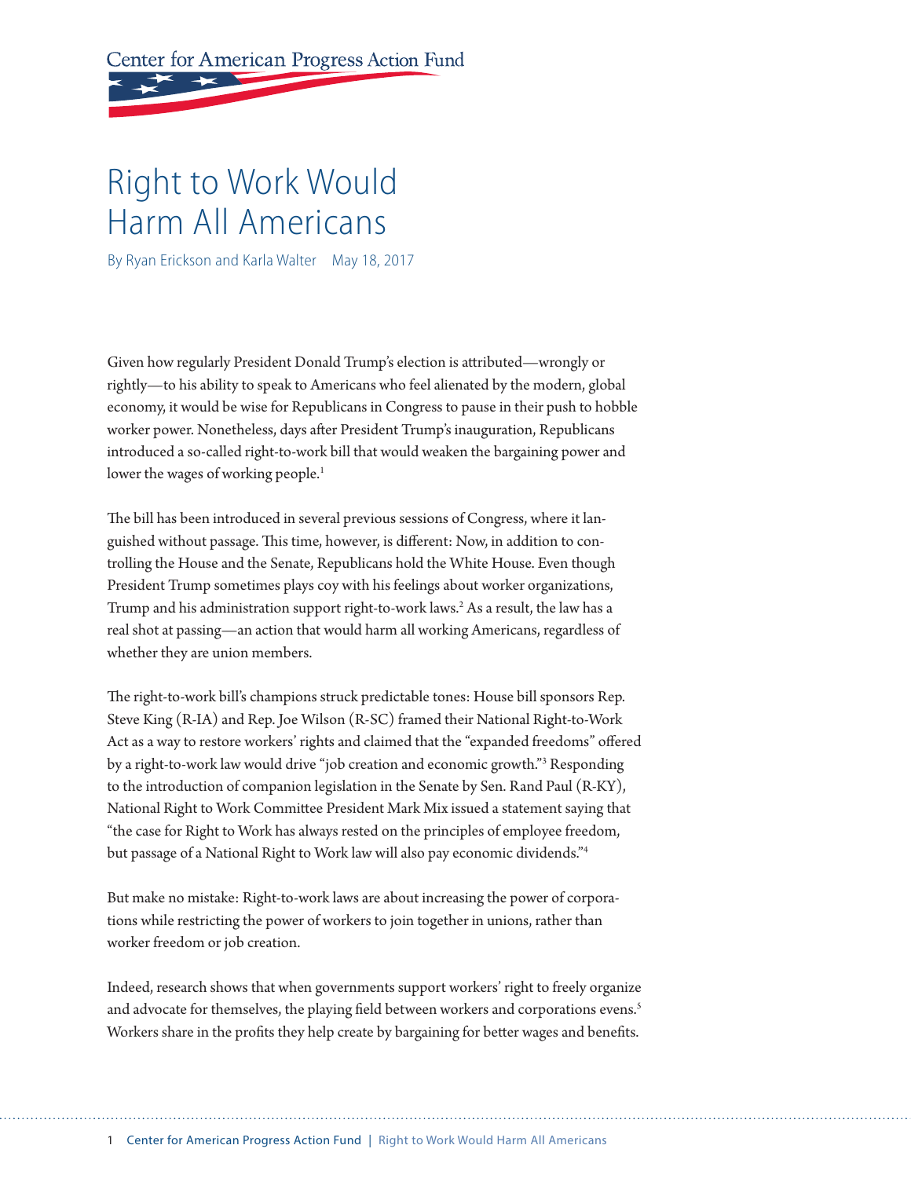Center for American Progress Action Fund

# Right to Work Would Harm All Americans

By Ryan Erickson and Karla Walter May 18, 2017

Given how regularly President Donald Trump's election is attributed—wrongly or rightly—to his ability to speak to Americans who feel alienated by the modern, global economy, it would be wise for Republicans in Congress to pause in their push to hobble worker power. Nonetheless, days after President Trump's inauguration, Republicans introduced a so-called right-to-work bill that would weaken the bargaining power and lower the wages of working people.[1]

The bill has been introduced in several previous sessions of Congress, where it languished without passage. This time, however, is different: Now, in addition to controlling the House and the Senate, Republicans hold the White House. Even though President Trump sometimes plays coy with his feelings about worker organizations, Trump and his administration support right-to-work laws.[2] As a result, the law has a real shot at passing—an action that would harm all working Americans, regardless of whether they are union members.

The right-to-work bill's champions struck predictable tones: House bill sponsors Rep. Steve King (R-IA) and Rep. Joe Wilson (R-SC) framed their National Right-to-Work Act as a way to restore workers' rights and claimed that the "expanded freedoms" offered by a right-to-work law would drive "job creation and economic growth."[3] Responding to the introduction of companion legislation in the Senate by Sen. Rand Paul (R-KY), National Right to Work Committee President Mark Mix issued a statement saying that "the case for Right to Work has always rested on the principles of employee freedom, but passage of a National Right to Work law will also pay economic dividends."[4]

But make no mistake: Right-to-work laws are about increasing the power of corporations while restricting the power of workers to join together in unions, rather than worker freedom or job creation.

Indeed, research shows that when governments support workers' right to freely organize and advocate for themselves, the playing field between workers and corporations evens.[5] Workers share in the profits they help create by bargaining for better wages and benefits.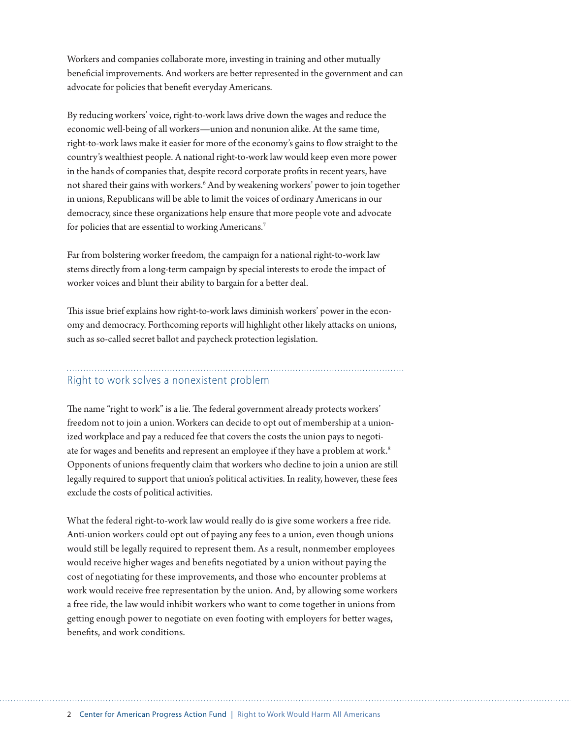Workers and companies collaborate more, investing in training and other mutually beneficial improvements. And workers are better represented in the government and can advocate for policies that benefit everyday Americans.

By reducing workers' voice, right-to-work laws drive down the wages and reduce the economic well-being of all workers—union and nonunion alike. At the same time, right-to-work laws make it easier for more of the economy's gains to flow straight to the country's wealthiest people. A national right-to-work law would keep even more power in the hands of companies that, despite record corporate profits in recent years, have not shared their gains with workers.[6] And by weakening workers' power to join together in unions, Republicans will be able to limit the voices of ordinary Americans in our democracy, since these organizations help ensure that more people vote and advocate for policies that are essential to working Americans.[7]

Far from bolstering worker freedom, the campaign for a national right-to-work law stems directly from a long-term campaign by special interests to erode the impact of worker voices and blunt their ability to bargain for a better deal.

This issue brief explains how right-to-work laws diminish workers' power in the economy and democracy. Forthcoming reports will highlight other likely attacks on unions, such as so-called secret ballot and paycheck protection legislation.

## Right to work solves a nonexistent problem

The name "right to work" is a lie. The federal government already protects workers' freedom not to join a union. Workers can decide to opt out of membership at a unionized workplace and pay a reduced fee that covers the costs the union pays to negotiate for wages and benefits and represent an employee if they have a problem at work.[8] Opponents of unions frequently claim that workers who decline to join a union are still legally required to support that union's political activities. In reality, however, these fees exclude the costs of political activities.

What the federal right-to-work law would really do is give some workers a free ride. Anti-union workers could opt out of paying any fees to a union, even though unions would still be legally required to represent them. As a result, nonmember employees would receive higher wages and benefits negotiated by a union without paying the cost of negotiating for these improvements, and those who encounter problems at work would receive free representation by the union. And, by allowing some workers a free ride, the law would inhibit workers who want to come together in unions from getting enough power to negotiate on even footing with employers for better wages, benefits, and work conditions.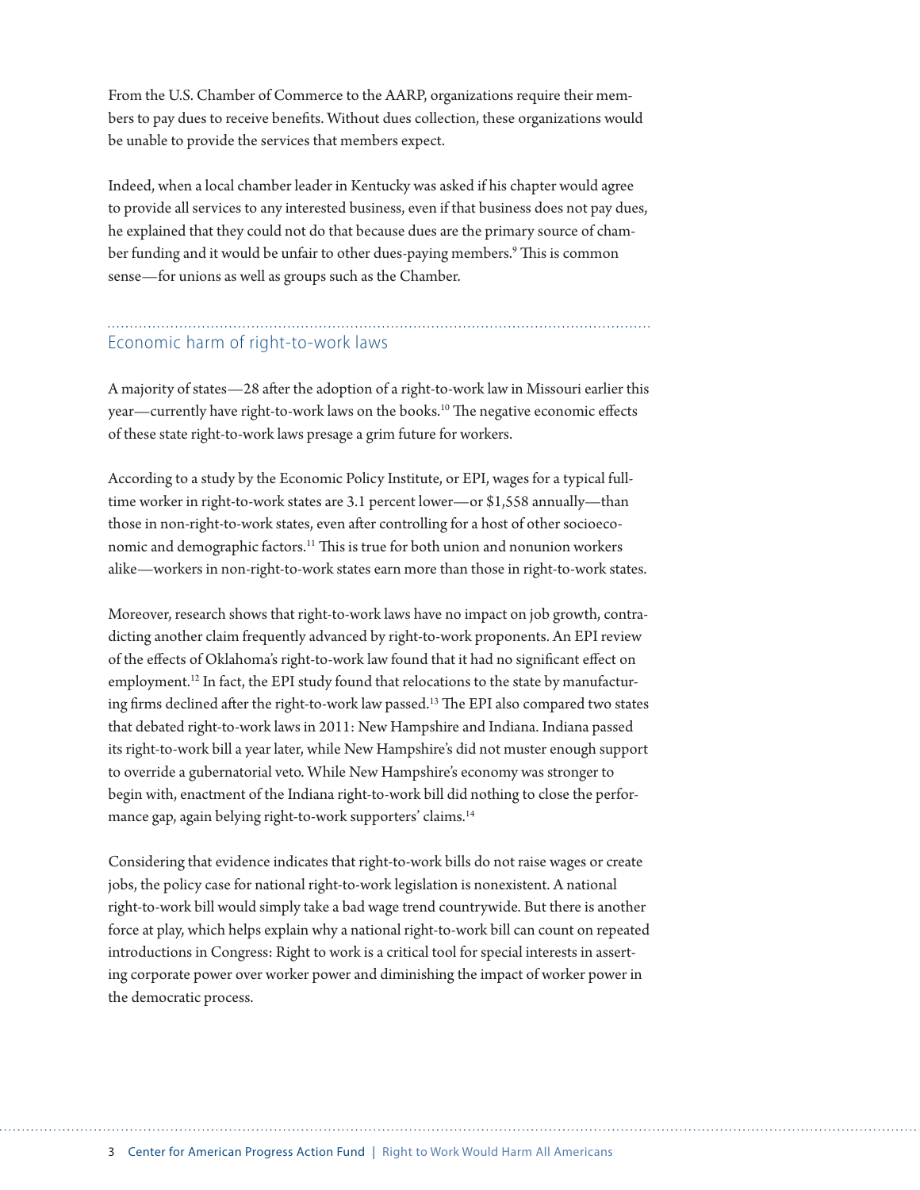From the U.S. Chamber of Commerce to the AARP, organizations require their members to pay dues to receive benefits. Without dues collection, these organizations would be unable to provide the services that members expect.

Indeed, when a local chamber leader in Kentucky was asked if his chapter would agree to provide all services to any interested business, even if that business does not pay dues, he explained that they could not do that because dues are the primary source of chamber funding and it would be unfair to other dues-paying members.[9] This is common sense—for unions as well as groups such as the Chamber.

## Economic harm of right-to-work laws

A majority of states—28 after the adoption of a right-to-work law in Missouri earlier this year—currently have right-to-work laws on the books.[10] The negative economic effects of these state right-to-work laws presage a grim future for workers.

According to a study by the Economic Policy Institute, or EPI, wages for a typical full-time worker in right-to-work states are 3.1 percent lower—or $1,558 annually—than those in non-right-to-work states, even after controlling for a host of other socioeconomic and demographic factors.[11] This is true for both union and nonunion workers alike—workers in non-right-to-work states earn more than those in right-to-work states.

Moreover, research shows that right-to-work laws have no impact on job growth, contradicting another claim frequently advanced by right-to-work proponents. An EPI review of the effects of Oklahoma's right-to-work law found that it had no significant effect on employment.[12] In fact, the EPI study found that relocations to the state by manufacturing firms declined after the right-to-work law passed.[13] The EPI also compared two states that debated right-to-work laws in 2011: New Hampshire and Indiana. Indiana passed its right-to-work bill a year later, while New Hampshire's did not muster enough support to override a gubernatorial veto. While New Hampshire's economy was stronger to begin with, enactment of the Indiana right-to-work bill did nothing to close the performance gap, again belying right-to-work supporters' claims.[14]

Considering that evidence indicates that right-to-work bills do not raise wages or create jobs, the policy case for national right-to-work legislation is nonexistent. A national right-to-work bill would simply take a bad wage trend countrywide. But there is another force at play, which helps explain why a national right-to-work bill can count on repeated introductions in Congress: Right to work is a critical tool for special interests in asserting corporate power over worker power and diminishing the impact of worker power in the democratic process.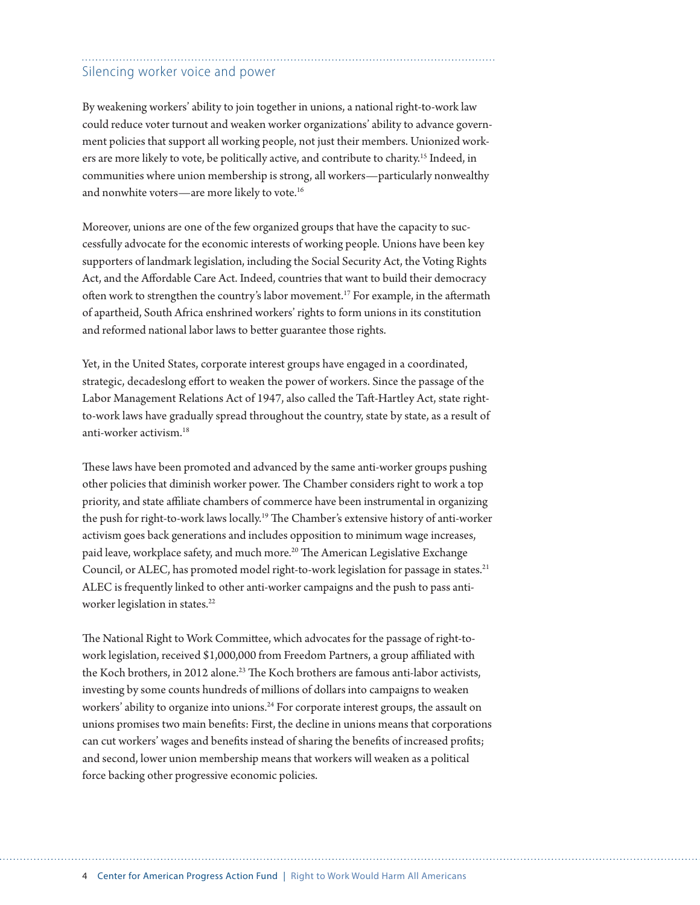## Silencing worker voice and power

By weakening workers' ability to join together in unions, a national right-to-work law could reduce voter turnout and weaken worker organizations' ability to advance government policies that support all working people, not just their members. Unionized workers are more likely to vote, be politically active, and contribute to charity.[15] Indeed, in communities where union membership is strong, all workers—particularly nonwealthy and nonwhite voters—are more likely to vote.[16]

Moreover, unions are one of the few organized groups that have the capacity to successfully advocate for the economic interests of working people. Unions have been key supporters of landmark legislation, including the Social Security Act, the Voting Rights Act, and the Affordable Care Act. Indeed, countries that want to build their democracy often work to strengthen the country's labor movement.[17] For example, in the aftermath of apartheid, South Africa enshrined workers' rights to form unions in its constitution and reformed national labor laws to better guarantee those rights.

Yet, in the United States, corporate interest groups have engaged in a coordinated, strategic, decadeslong effort to weaken the power of workers. Since the passage of the Labor Management Relations Act of 1947, also called the Taft-Hartley Act, state right-to-work laws have gradually spread throughout the country, state by state, as a result of anti-worker activism.[18]

These laws have been promoted and advanced by the same anti-worker groups pushing other policies that diminish worker power. The Chamber considers right to work a top priority, and state affiliate chambers of commerce have been instrumental in organizing the push for right-to-work laws locally.[19] The Chamber's extensive history of anti-worker activism goes back generations and includes opposition to minimum wage increases, paid leave, workplace safety, and much more.[20] The American Legislative Exchange Council, or ALEC, has promoted model right-to-work legislation for passage in states.[21] ALEC is frequently linked to other anti-worker campaigns and the push to pass anti-worker legislation in states.[22]

The National Right to Work Committee, which advocates for the passage of right-to-work legislation, received $1,000,000 from Freedom Partners, a group affiliated with the Koch brothers, in 2012 alone.[23] The Koch brothers are famous anti-labor activists, investing by some counts hundreds of millions of dollars into campaigns to weaken workers' ability to organize into unions.[24] For corporate interest groups, the assault on unions promises two main benefits: First, the decline in unions means that corporations can cut workers' wages and benefits instead of sharing the benefits of increased profits; and second, lower union membership means that workers will weaken as a political force backing other progressive economic policies.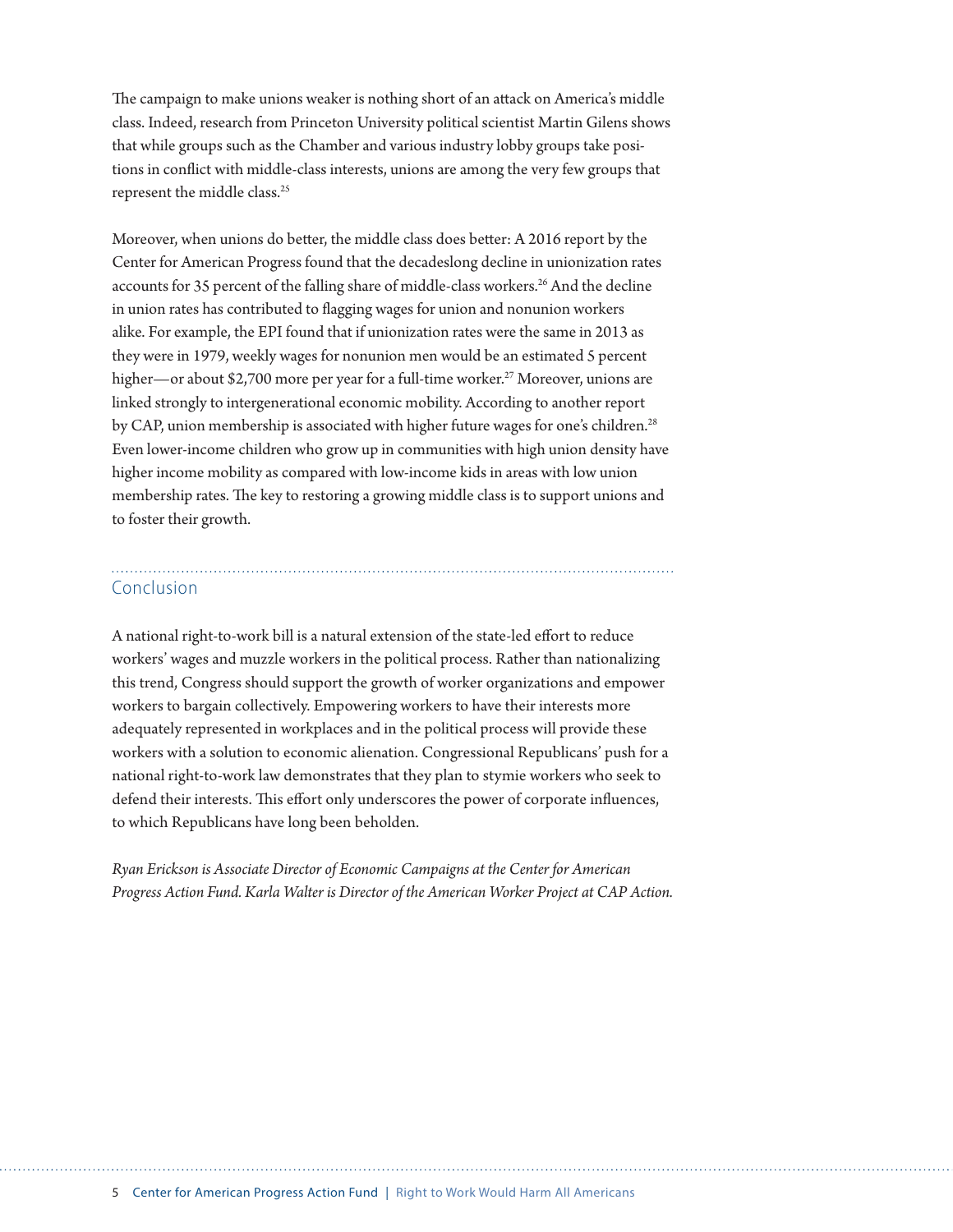The campaign to make unions weaker is nothing short of an attack on America's middle class. Indeed, research from Princeton University political scientist Martin Gilens shows that while groups such as the Chamber and various industry lobby groups take positions in conflict with middle-class interests, unions are among the very few groups that represent the middle class.[25]

Moreover, when unions do better, the middle class does better: A 2016 report by the Center for American Progress found that the decadeslong decline in unionization rates accounts for 35 percent of the falling share of middle-class workers.[26] And the decline in union rates has contributed to flagging wages for union and nonunion workers alike. For example, the EPI found that if unionization rates were the same in 2013 as they were in 1979, weekly wages for nonunion men would be an estimated 5 percent higher—or about $2,700 more per year for a full-time worker.[27] Moreover, unions are linked strongly to intergenerational economic mobility. According to another report by CAP, union membership is associated with higher future wages for one's children.[28] Even lower-income children who grow up in communities with high union density have higher income mobility as compared with low-income kids in areas with low union membership rates. The key to restoring a growing middle class is to support unions and to foster their growth.

## Conclusion

A national right-to-work bill is a natural extension of the state-led effort to reduce workers' wages and muzzle workers in the political process. Rather than nationalizing this trend, Congress should support the growth of worker organizations and empower workers to bargain collectively. Empowering workers to have their interests more adequately represented in workplaces and in the political process will provide these workers with a solution to economic alienation. Congressional Republicans' push for a national right-to-work law demonstrates that they plan to stymie workers who seek to defend their interests. This effort only underscores the power of corporate influences, to which Republicans have long been beholden.

*Ryan Erickson is Associate Director of Economic Campaigns at the Center for American Progress Action Fund. Karla Walter is Director of the American Worker Project at CAP Action.*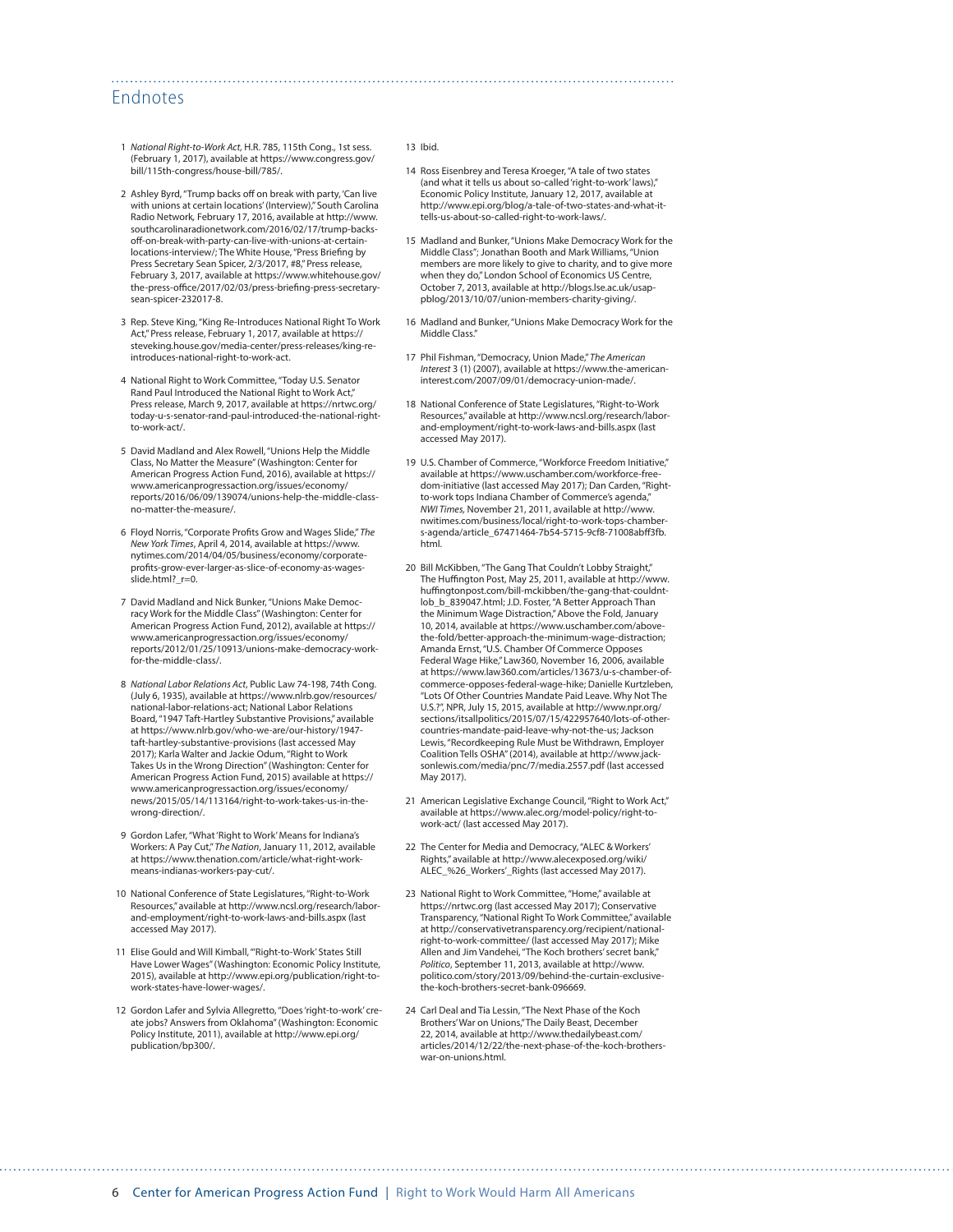## Endnotes

1 *National Right-to-Work Act*, H.R. 785, 115th Cong., 1st sess. (February 1, 2017), available at https://www.congress.gov/bill/115th-congress/house-bill/785/.

2 Ashley Byrd, "Trump backs off on break with party, 'Can live with unions at certain locations' (Interview)," South Carolina Radio Network, February 17, 2016, available at http://www.southcarolinaradionetwork.com/2016/02/17/trump-backs-off-on-break-with-party-can-live-with-unions-at-certain-locations-interview/; The White House, "Press Briefing by Press Secretary Sean Spicer, 2/3/2017, #8," Press release, February 3, 2017, available at https://www.whitehouse.gov/the-press-office/2017/02/03/press-briefing-press-secretary-sean-spicer-232017-8.

3 Rep. Steve King, "King Re-Introduces National Right To Work Act," Press release, February 1, 2017, available at https://steveking.house.gov/media-center/press-releases/king-re-introduces-national-right-to-work-act.

4 National Right to Work Committee, "Today U.S. Senator Rand Paul Introduced the National Right to Work Act," Press release, March 9, 2017, available at https://nrtwc.org/today-u-s-senator-rand-paul-introduced-the-national-right-to-work-act/.

5 David Madland and Alex Rowell, "Unions Help the Middle Class, No Matter the Measure" (Washington: Center for American Progress Action Fund, 2016), available at https://www.americanprogressaction.org/issues/economy/reports/2016/06/09/139074/unions-help-the-middle-class-no-matter-the-measure/.

6 Floyd Norris, "Corporate Profits Grow and Wages Slide," *The New York Times*, April 4, 2014, available at https://www.nytimes.com/2014/04/05/business/economy/corporate-profits-grow-ever-larger-as-slice-of-economy-as-wages-slide.html?_r=0.

7 David Madland and Nick Bunker, "Unions Make Democracy Work for the Middle Class" (Washington: Center for American Progress Action Fund, 2012), available at https://www.americanprogressaction.org/issues/economy/reports/2012/01/25/10913/unions-make-democracy-work-for-the-middle-class/.

8 *National Labor Relations Act*, Public Law 74-198, 74th Cong. (July 6, 1935), available at https://www.nlrb.gov/resources/national-labor-relations-act; National Labor Relations Board, "1947 Taft-Hartley Substantive Provisions," available at https://www.nlrb.gov/who-we-are/our-history/1947-taft-hartley-substantive-provisions (last accessed May 2017); Karla Walter and Jackie Odum, "Right to Work Takes Us in the Wrong Direction" (Washington: Center for American Progress Action Fund, 2015) available at https://www.americanprogressaction.org/issues/economy/news/2015/05/14/113164/right-to-work-takes-us-in-the-wrong-direction/.

9 Gordon Lafer, "What 'Right to Work' Means for Indiana's Workers: A Pay Cut," *The Nation*, January 11, 2012, available at https://www.thenation.com/article/what-right-work-means-indianas-workers-pay-cut/.

10 National Conference of State Legislatures, "Right-to-Work Resources," available at http://www.ncsl.org/research/labor-and-employment/right-to-work-laws-and-bills.aspx (last accessed May 2017).

11 Elise Gould and Will Kimball, "'Right-to-Work' States Still Have Lower Wages" (Washington: Economic Policy Institute, 2015), available at http://www.epi.org/publication/right-to-work-states-have-lower-wages/.

12 Gordon Lafer and Sylvia Allegretto, "Does 'right-to-work' create jobs? Answers from Oklahoma" (Washington: Economic Policy Institute, 2011), available at http://www.epi.org/publication/bp300/.

13 Ibid.

14 Ross Eisenbrey and Teresa Kroeger, "A tale of two states (and what it tells us about so-called 'right-to-work' laws)," Economic Policy Institute, January 12, 2017, available at http://www.epi.org/blog/a-tale-of-two-states-and-what-it-tells-us-about-so-called-right-to-work-laws/.

15 Madland and Bunker, "Unions Make Democracy Work for the Middle Class"; Jonathan Booth and Mark Williams, "Union members are more likely to give to charity, and to give more when they do," London School of Economics US Centre, October 7, 2013, available at http://blogs.lse.ac.uk/usappblog/2013/10/07/union-members-charity-giving/.

16 Madland and Bunker, "Unions Make Democracy Work for the Middle Class."

17 Phil Fishman, "Democracy, Union Made," *The American Interest* 3 (1) (2007), available at https://www.the-american-interest.com/2007/09/01/democracy-union-made/.

18 National Conference of State Legislatures, "Right-to-Work Resources," available at http://www.ncsl.org/research/labor-and-employment/right-to-work-laws-and-bills.aspx (last accessed May 2017).

19 U.S. Chamber of Commerce, "Workforce Freedom Initiative," available at https://www.uschamber.com/workforce-freedom-initiative (last accessed May 2017); Dan Carden, "Right-to-work tops Indiana Chamber of Commerce's agenda," *NWI Times*, November 21, 2011, available at http://www.nwitimes.com/business/local/right-to-work-tops-chamber-s-agenda/article_67471464-7b54-5715-9cf8-71008abff3fb.html.

20 Bill McKibben, "The Gang That Couldn't Lobby Straight," The Huffington Post, May 25, 2011, available at http://www.huffingtonpost.com/bill-mckibben/the-gang-that-couldnt-lob_b_839047.html; J.D. Foster, "A Better Approach Than the Minimum Wage Distraction," Above the Fold, January 10, 2014, available at https://www.uschamber.com/above-the-fold/better-approach-the-minimum-wage-distraction; Amanda Ernst, "U.S. Chamber Of Commerce Opposes Federal Wage Hike," Law360, November 16, 2006, available at https://www.law360.com/articles/13673/u-s-chamber-of-commerce-opposes-federal-wage-hike; Danielle Kurtzleben, "Lots Of Other Countries Mandate Paid Leave. Why Not The U.S.?", NPR, July 15, 2015, available at http://www.npr.org/sections/itsallpolitics/2015/07/15/422957640/lots-of-other-countries-mandate-paid-leave-why-not-the-us; Jackson Lewis, "Recordkeeping Rule Must be Withdrawn, Employer Coalition Tells OSHA" (2014), available at http://www.jacksonlewis.com/media/pnc/7/media.2557.pdf (last accessed May 2017).

21 American Legislative Exchange Council, "Right to Work Act," available at https://www.alec.org/model-policy/right-to-work-act/ (last accessed May 2017).

22 The Center for Media and Democracy, "ALEC & Workers' Rights," available at http://www.alecexposed.org/wiki/ALEC_%26_Workers'_Rights (last accessed May 2017).

23 National Right to Work Committee, "Home," available at https://nrtwc.org (last accessed May 2017); Conservative Transparency, "National Right To Work Committee," available at http://conservativetransparency.org/recipient/national-right-to-work-committee/ (last accessed May 2017); Mike Allen and Jim Vandehei, "The Koch brothers' secret bank," *Politico*, September 11, 2013, available at http://www.politico.com/story/2013/09/behind-the-curtain-exclusive-the-koch-brothers-secret-bank-096669.

24 Carl Deal and Tia Lessin, "The Next Phase of the Koch Brothers' War on Unions," The Daily Beast, December 22, 2014, available at http://www.thedailybeast.com/articles/2014/12/22/the-next-phase-of-the-koch-brothers-war-on-unions.html.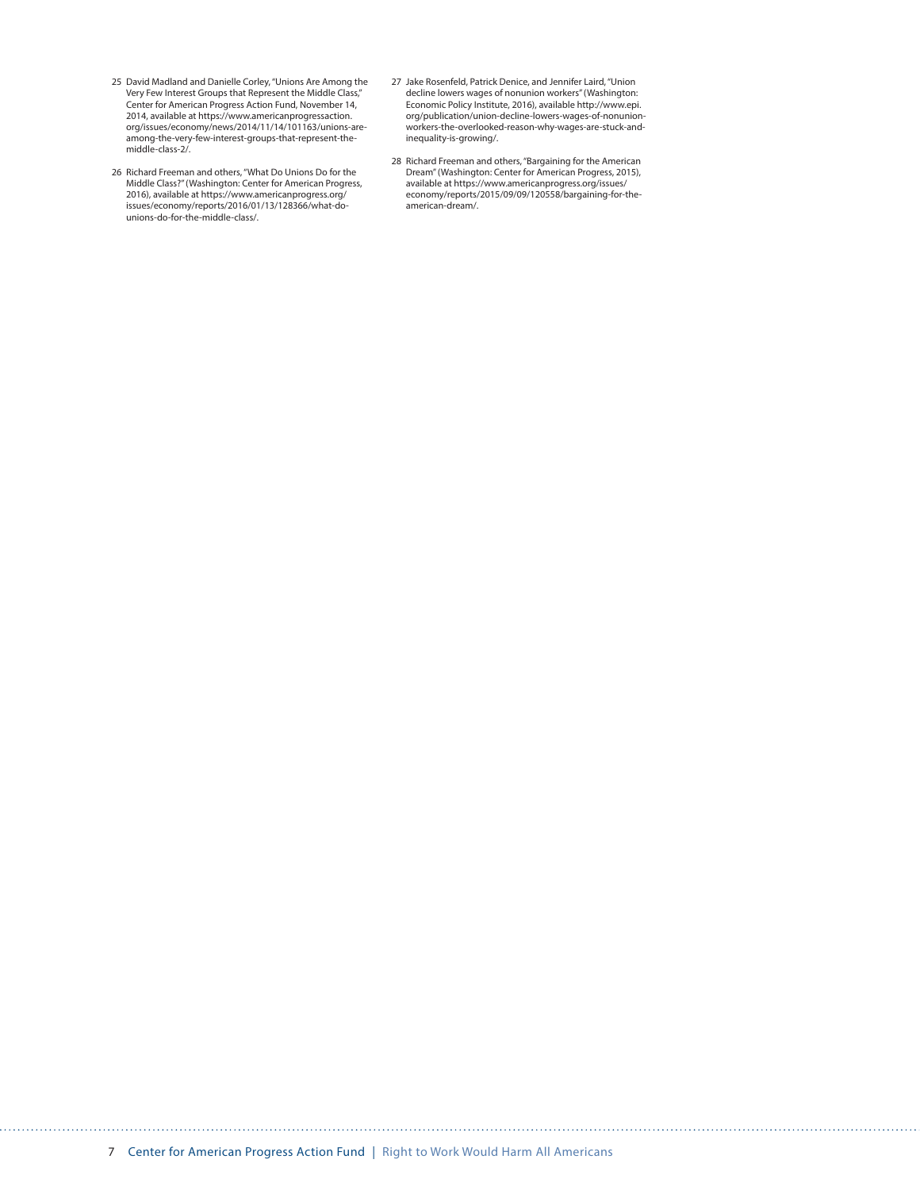25 David Madland and Danielle Corley, "Unions Are Among the Very Few Interest Groups that Represent the Middle Class," Center for American Progress Action Fund, November 14, 2014, available at https://www.americanprogressaction.org/issues/economy/news/2014/11/14/101163/unions-are-among-the-very-few-interest-groups-that-represent-the-middle-class-2/.

26 Richard Freeman and others, "What Do Unions Do for the Middle Class?" (Washington: Center for American Progress, 2016), available at https://www.americanprogress.org/issues/economy/reports/2016/01/13/128366/what-do-unions-do-for-the-middle-class/.

27 Jake Rosenfeld, Patrick Denice, and Jennifer Laird, "Union decline lowers wages of nonunion workers" (Washington: Economic Policy Institute, 2016), available http://www.epi.org/publication/union-decline-lowers-wages-of-nonunion-workers-the-overlooked-reason-why-wages-are-stuck-and-inequality-is-growing/.

28 Richard Freeman and others, "Bargaining for the American Dream" (Washington: Center for American Progress, 2015), available at https://www.americanprogress.org/issues/economy/reports/2015/09/09/120558/bargaining-for-the-american-dream/.